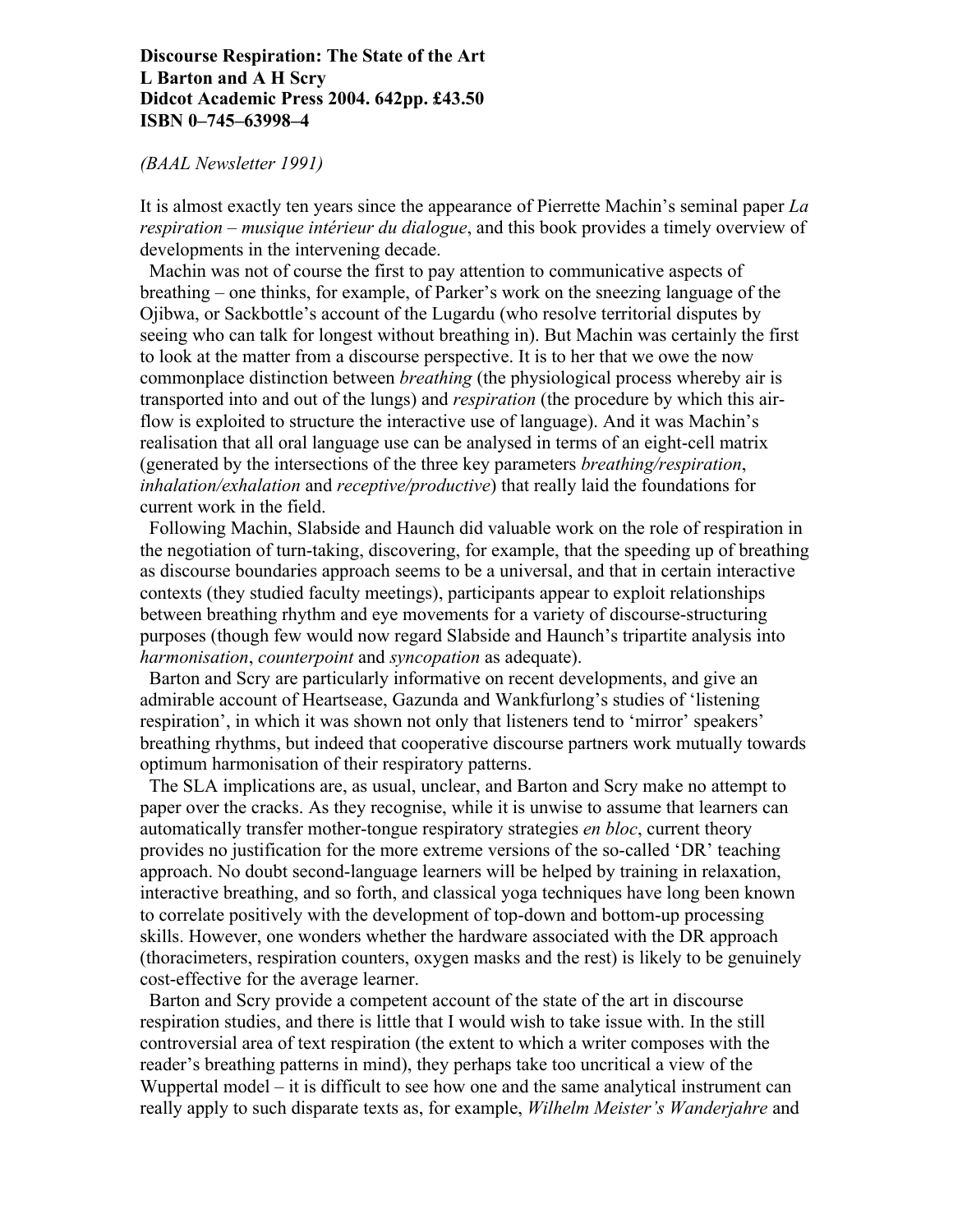**Discourse Respiration: The State of the Art**
**L Barton and A H Scry**
**Didcot Academic Press 2004. 642pp. £43.50**
**ISBN 0–745–63998–4**

*(BAAL Newsletter 1991)*

It is almost exactly ten years since the appearance of Pierrette Machin's seminal paper *La respiration – musique intérieur du dialogue*, and this book provides a timely overview of developments in the intervening decade.

Machin was not of course the first to pay attention to communicative aspects of breathing – one thinks, for example, of Parker's work on the sneezing language of the Ojibwa, or Sackbottle's account of the Lugardu (who resolve territorial disputes by seeing who can talk for longest without breathing in). But Machin was certainly the first to look at the matter from a discourse perspective. It is to her that we owe the now commonplace distinction between *breathing* (the physiological process whereby air is transported into and out of the lungs) and *respiration* (the procedure by which this air-flow is exploited to structure the interactive use of language). And it was Machin's realisation that all oral language use can be analysed in terms of an eight-cell matrix (generated by the intersections of the three key parameters *breathing/respiration*, *inhalation/exhalation* and *receptive/productive*) that really laid the foundations for current work in the field.

Following Machin, Slabside and Haunch did valuable work on the role of respiration in the negotiation of turn-taking, discovering, for example, that the speeding up of breathing as discourse boundaries approach seems to be a universal, and that in certain interactive contexts (they studied faculty meetings), participants appear to exploit relationships between breathing rhythm and eye movements for a variety of discourse-structuring purposes (though few would now regard Slabside and Haunch's tripartite analysis into *harmonisation*, *counterpoint* and *syncopation* as adequate).

Barton and Scry are particularly informative on recent developments, and give an admirable account of Heartsease, Gazunda and Wankfurlong's studies of 'listening respiration', in which it was shown not only that listeners tend to 'mirror' speakers' breathing rhythms, but indeed that cooperative discourse partners work mutually towards optimum harmonisation of their respiratory patterns.

The SLA implications are, as usual, unclear, and Barton and Scry make no attempt to paper over the cracks. As they recognise, while it is unwise to assume that learners can automatically transfer mother-tongue respiratory strategies *en bloc*, current theory provides no justification for the more extreme versions of the so-called 'DR' teaching approach. No doubt second-language learners will be helped by training in relaxation, interactive breathing, and so forth, and classical yoga techniques have long been known to correlate positively with the development of top-down and bottom-up processing skills. However, one wonders whether the hardware associated with the DR approach (thoracimeters, respiration counters, oxygen masks and the rest) is likely to be genuinely cost-effective for the average learner.

Barton and Scry provide a competent account of the state of the art in discourse respiration studies, and there is little that I would wish to take issue with. In the still controversial area of text respiration (the extent to which a writer composes with the reader's breathing patterns in mind), they perhaps take too uncritical a view of the Wuppertal model – it is difficult to see how one and the same analytical instrument can really apply to such disparate texts as, for example, *Wilhelm Meister's Wanderjahre* and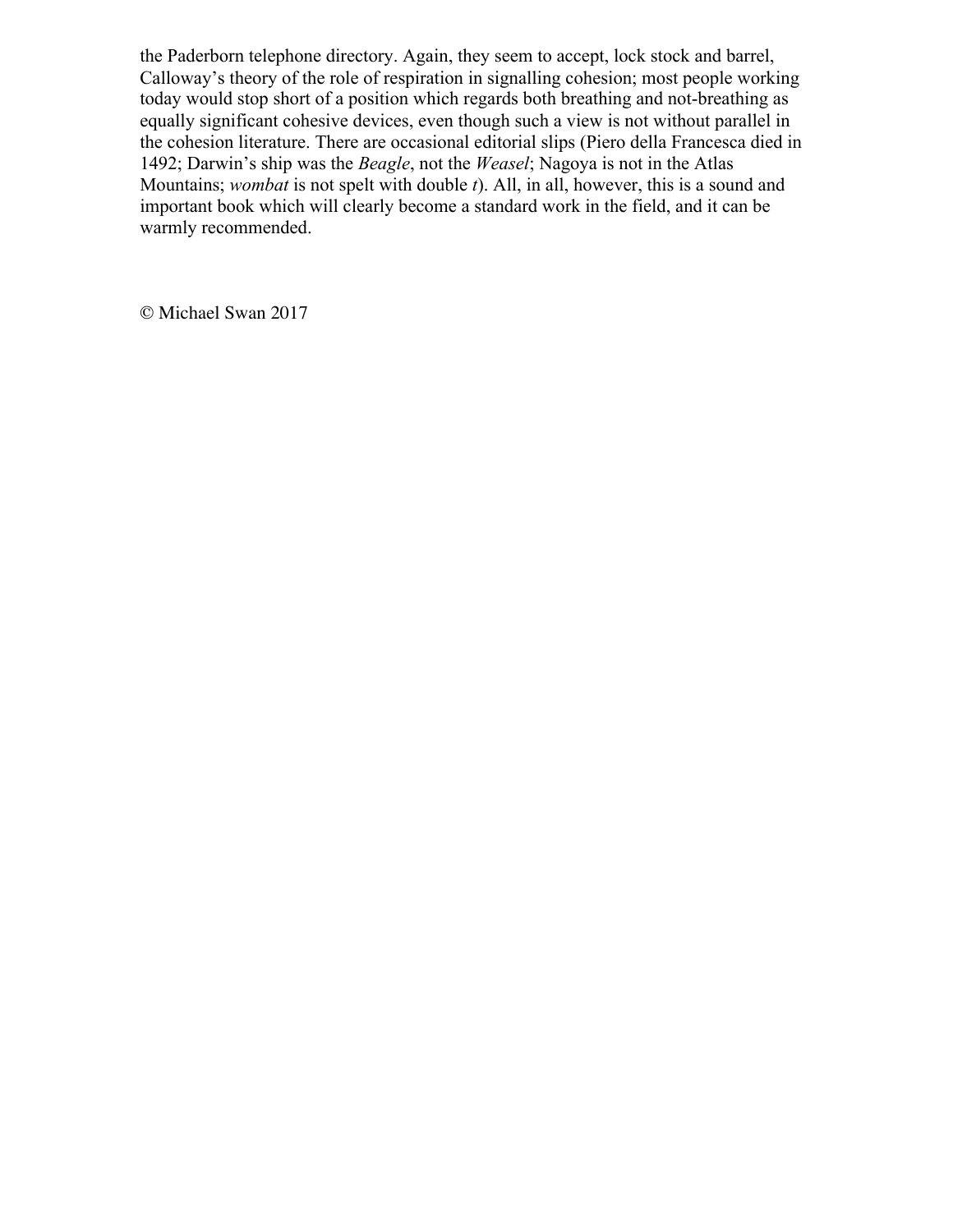the Paderborn telephone directory. Again, they seem to accept, lock stock and barrel, Calloway's theory of the role of respiration in signalling cohesion; most people working today would stop short of a position which regards both breathing and not-breathing as equally significant cohesive devices, even though such a view is not without parallel in the cohesion literature. There are occasional editorial slips (Piero della Francesca died in 1492; Darwin's ship was the *Beagle*, not the *Weasel*; Nagoya is not in the Atlas Mountains; *wombat* is not spelt with double *t*). All, in all, however, this is a sound and important book which will clearly become a standard work in the field, and it can be warmly recommended.

© Michael Swan 2017